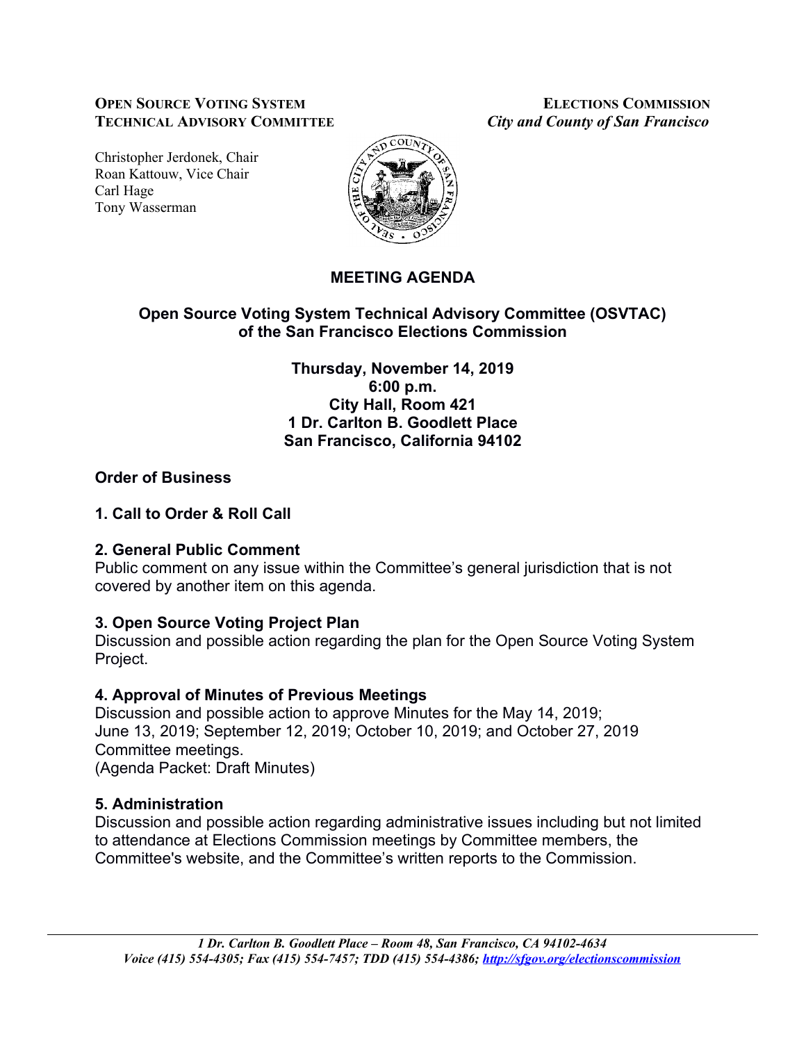**OPEN SOURCE VOTING SYSTEM TECHNICAL ADVISORY COMMITTEE**

**ELECTIONS COMMISSION**
*City and County of San Francisco*

Christopher Jerdonek, Chair
Roan Kattouw, Vice Chair
Carl Hage
Tony Wasserman

# MEETING AGENDA

## Open Source Voting System Technical Advisory Committee (OSVTAC) of the San Francisco Elections Commission

**Thursday, November 14, 2019**
**6:00 p.m.**
**City Hall, Room 421**
**1 Dr. Carlton B. Goodlett Place**
**San Francisco, California 94102**

### Order of Business

### 1. Call to Order & Roll Call

### 2. General Public Comment

Public comment on any issue within the Committee's general jurisdiction that is not covered by another item on this agenda.

### 3. Open Source Voting Project Plan

Discussion and possible action regarding the plan for the Open Source Voting System Project.

### 4. Approval of Minutes of Previous Meetings

Discussion and possible action to approve Minutes for the May 14, 2019; June 13, 2019; September 12, 2019; October 10, 2019; and October 27, 2019 Committee meetings.
(Agenda Packet: Draft Minutes)

### 5. Administration

Discussion and possible action regarding administrative issues including but not limited to attendance at Elections Commission meetings by Committee members, the Committee's website, and the Committee's written reports to the Commission.

*1 Dr. Carlton B. Goodlett Place – Room 48, San Francisco, CA 94102-4634*
*Voice (415) 554-4305; Fax (415) 554-7457; TDD (415) 554-4386; http://sfgov.org/electionscommission*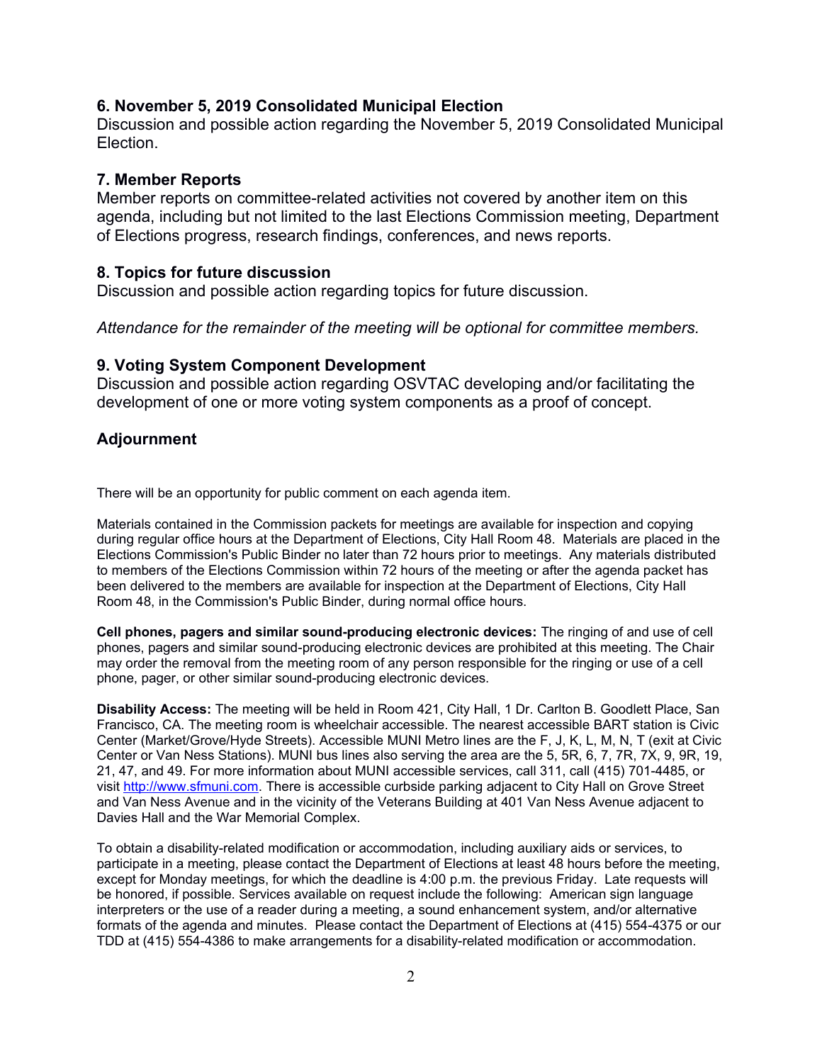### 6. November 5, 2019 Consolidated Municipal Election

Discussion and possible action regarding the November 5, 2019 Consolidated Municipal Election.

### 7. Member Reports

Member reports on committee-related activities not covered by another item on this agenda, including but not limited to the last Elections Commission meeting, Department of Elections progress, research findings, conferences, and news reports.

### 8. Topics for future discussion

Discussion and possible action regarding topics for future discussion.

*Attendance for the remainder of the meeting will be optional for committee members.*

### 9. Voting System Component Development

Discussion and possible action regarding OSVTAC developing and/or facilitating the development of one or more voting system components as a proof of concept.

### Adjournment

There will be an opportunity for public comment on each agenda item.

Materials contained in the Commission packets for meetings are available for inspection and copying during regular office hours at the Department of Elections, City Hall Room 48. Materials are placed in the Elections Commission's Public Binder no later than 72 hours prior to meetings. Any materials distributed to members of the Elections Commission within 72 hours of the meeting or after the agenda packet has been delivered to the members are available for inspection at the Department of Elections, City Hall Room 48, in the Commission's Public Binder, during normal office hours.

**Cell phones, pagers and similar sound-producing electronic devices:** The ringing of and use of cell phones, pagers and similar sound-producing electronic devices are prohibited at this meeting. The Chair may order the removal from the meeting room of any person responsible for the ringing or use of a cell phone, pager, or other similar sound-producing electronic devices.

**Disability Access:** The meeting will be held in Room 421, City Hall, 1 Dr. Carlton B. Goodlett Place, San Francisco, CA. The meeting room is wheelchair accessible. The nearest accessible BART station is Civic Center (Market/Grove/Hyde Streets). Accessible MUNI Metro lines are the F, J, K, L, M, N, T (exit at Civic Center or Van Ness Stations). MUNI bus lines also serving the area are the 5, 5R, 6, 7, 7R, 7X, 9, 9R, 19, 21, 47, and 49. For more information about MUNI accessible services, call 311, call (415) 701-4485, or visit http://www.sfmuni.com. There is accessible curbside parking adjacent to City Hall on Grove Street and Van Ness Avenue and in the vicinity of the Veterans Building at 401 Van Ness Avenue adjacent to Davies Hall and the War Memorial Complex.

To obtain a disability-related modification or accommodation, including auxiliary aids or services, to participate in a meeting, please contact the Department of Elections at least 48 hours before the meeting, except for Monday meetings, for which the deadline is 4:00 p.m. the previous Friday. Late requests will be honored, if possible. Services available on request include the following: American sign language interpreters or the use of a reader during a meeting, a sound enhancement system, and/or alternative formats of the agenda and minutes. Please contact the Department of Elections at (415) 554-4375 or our TDD at (415) 554-4386 to make arrangements for a disability-related modification or accommodation.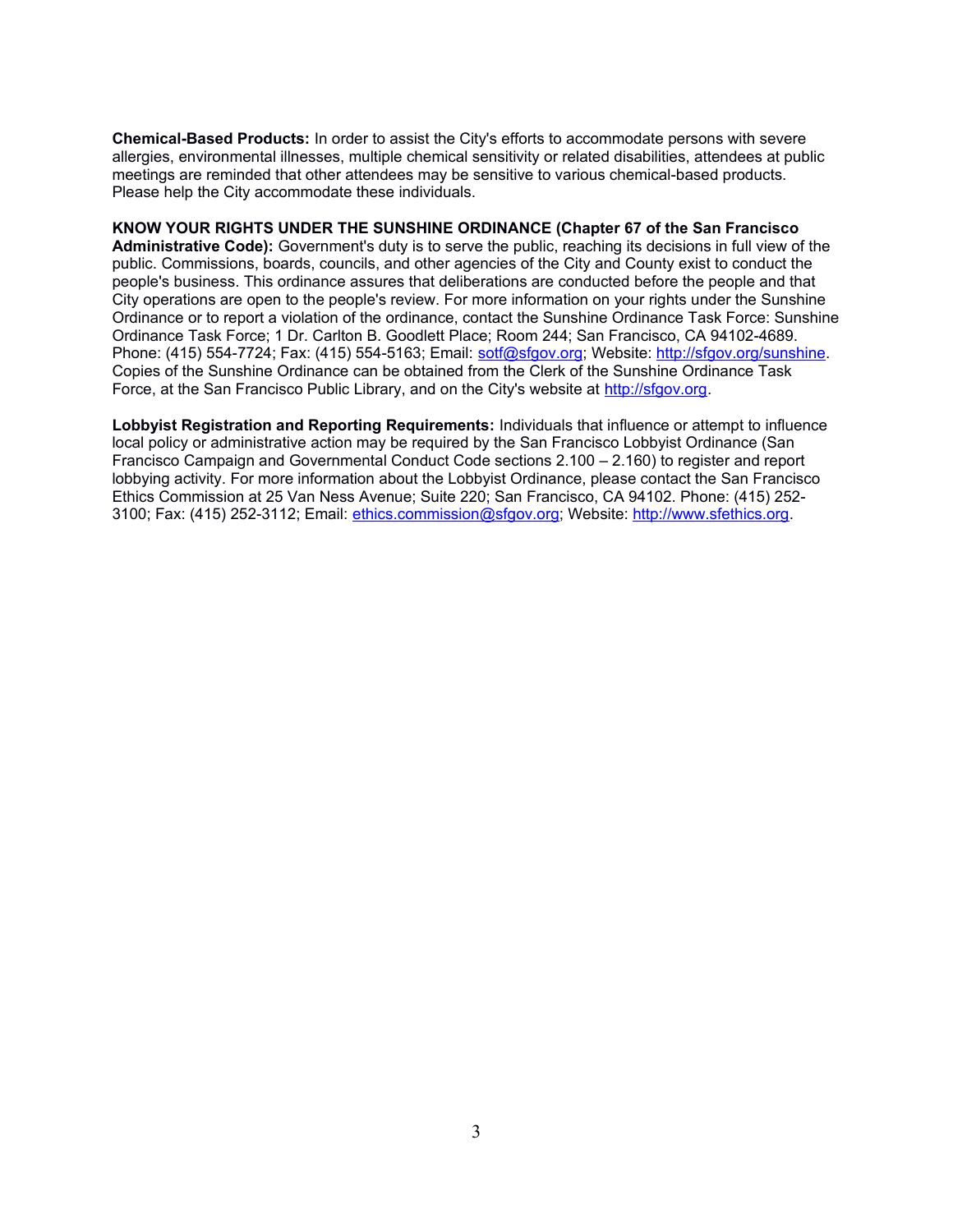**Chemical-Based Products:** In order to assist the City's efforts to accommodate persons with severe allergies, environmental illnesses, multiple chemical sensitivity or related disabilities, attendees at public meetings are reminded that other attendees may be sensitive to various chemical-based products. Please help the City accommodate these individuals.

**KNOW YOUR RIGHTS UNDER THE SUNSHINE ORDINANCE (Chapter 67 of the San Francisco Administrative Code):** Government's duty is to serve the public, reaching its decisions in full view of the public. Commissions, boards, councils, and other agencies of the City and County exist to conduct the people's business. This ordinance assures that deliberations are conducted before the people and that City operations are open to the people's review. For more information on your rights under the Sunshine Ordinance or to report a violation of the ordinance, contact the Sunshine Ordinance Task Force: Sunshine Ordinance Task Force; 1 Dr. Carlton B. Goodlett Place; Room 244; San Francisco, CA 94102-4689. Phone: (415) 554-7724; Fax: (415) 554-5163; Email: sotf@sfgov.org; Website: http://sfgov.org/sunshine. Copies of the Sunshine Ordinance can be obtained from the Clerk of the Sunshine Ordinance Task Force, at the San Francisco Public Library, and on the City's website at http://sfgov.org.

**Lobbyist Registration and Reporting Requirements:** Individuals that influence or attempt to influence local policy or administrative action may be required by the San Francisco Lobbyist Ordinance (San Francisco Campaign and Governmental Conduct Code sections 2.100 – 2.160) to register and report lobbying activity. For more information about the Lobbyist Ordinance, please contact the San Francisco Ethics Commission at 25 Van Ness Avenue; Suite 220; San Francisco, CA 94102. Phone: (415) 252-3100; Fax: (415) 252-3112; Email: ethics.commission@sfgov.org; Website: http://www.sfethics.org.